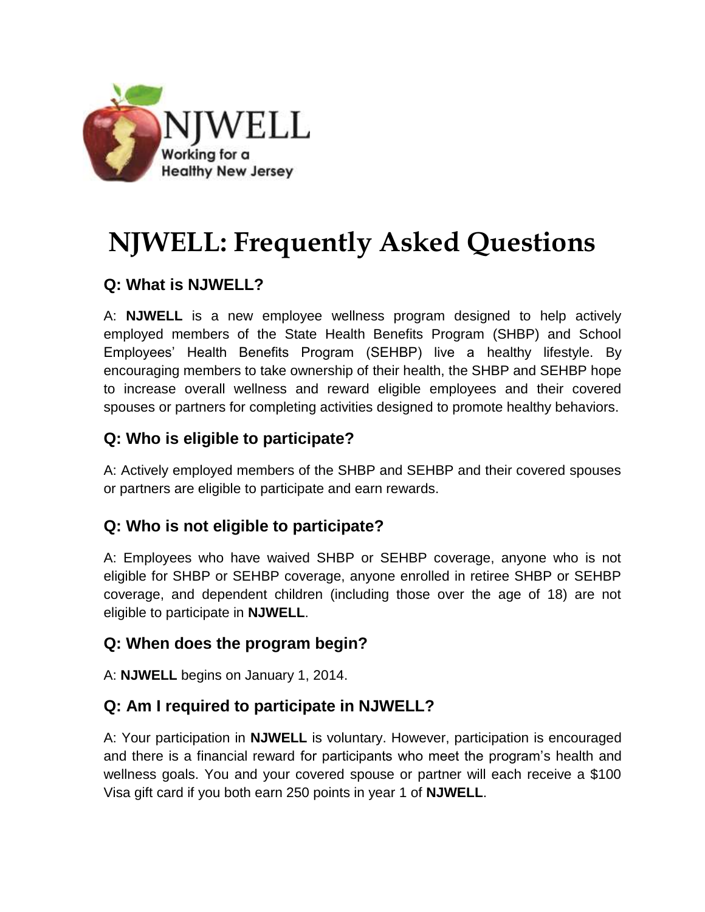NJWELL

Working for a Healthy New Jersey

# NJWELL: Frequently Asked Questions

## Q: What is NJWELL?

A: **NJWELL** is a new employee wellness program designed to help actively employed members of the State Health Benefits Program (SHBP) and School Employees' Health Benefits Program (SEHBP) live a healthy lifestyle. By encouraging members to take ownership of their health, the SHBP and SEHBP hope to increase overall wellness and reward eligible employees and their covered spouses or partners for completing activities designed to promote healthy behaviors.

## Q: Who is eligible to participate?

A: Actively employed members of the SHBP and SEHBP and their covered spouses or partners are eligible to participate and earn rewards.

## Q: Who is not eligible to participate?

A: Employees who have waived SHBP or SEHBP coverage, anyone who is not eligible for SHBP or SEHBP coverage, anyone enrolled in retiree SHBP or SEHBP coverage, and dependent children (including those over the age of 18) are not eligible to participate in **NJWELL**.

## Q: When does the program begin?

A: **NJWELL** begins on January 1, 2014.

## Q: Am I required to participate in NJWELL?

A: Your participation in **NJWELL** is voluntary. However, participation is encouraged and there is a financial reward for participants who meet the program's health and wellness goals. You and your covered spouse or partner will each receive a $100 Visa gift card if you both earn 250 points in year 1 of **NJWELL**.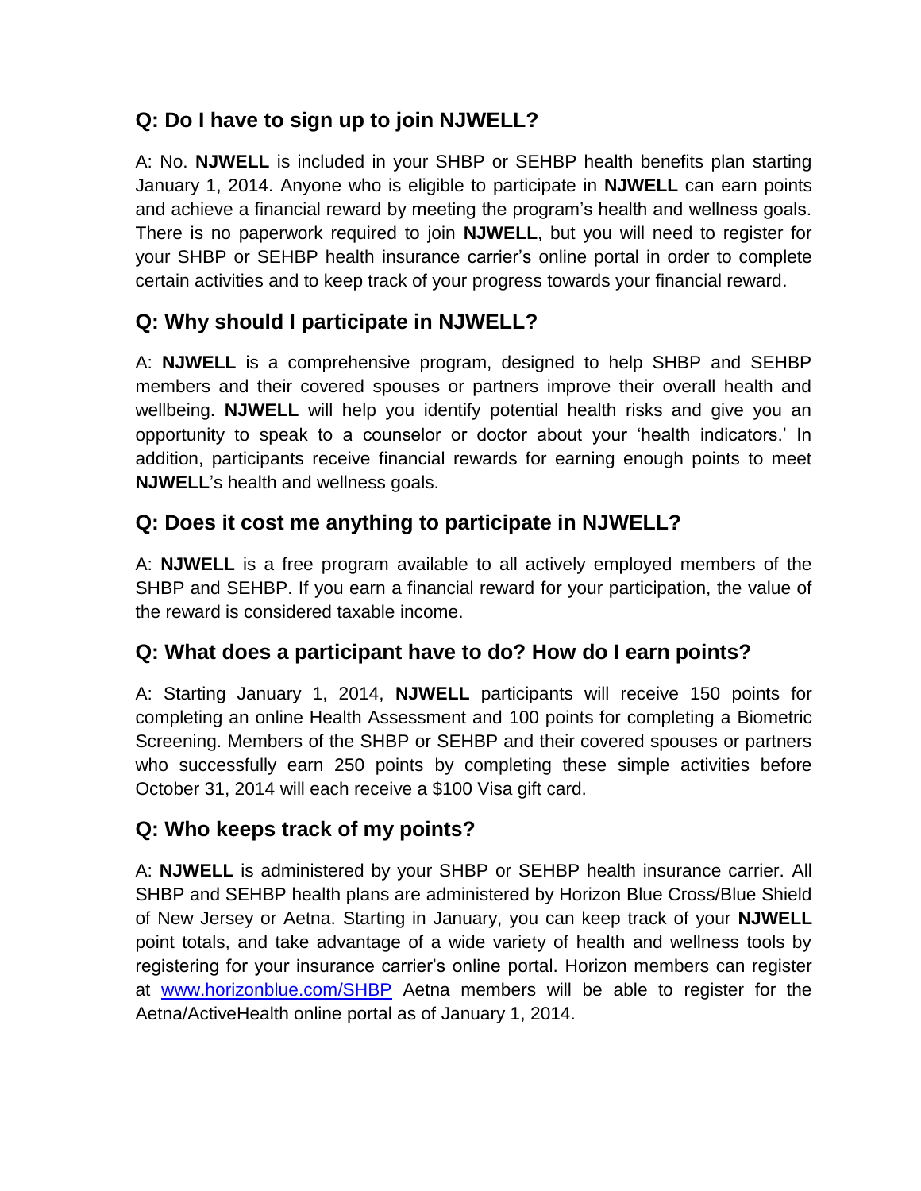## Q: Do I have to sign up to join NJWELL?

A: No. **NJWELL** is included in your SHBP or SEHBP health benefits plan starting January 1, 2014. Anyone who is eligible to participate in **NJWELL** can earn points and achieve a financial reward by meeting the program's health and wellness goals. There is no paperwork required to join **NJWELL**, but you will need to register for your SHBP or SEHBP health insurance carrier's online portal in order to complete certain activities and to keep track of your progress towards your financial reward.

## Q: Why should I participate in NJWELL?

A: **NJWELL** is a comprehensive program, designed to help SHBP and SEHBP members and their covered spouses or partners improve their overall health and wellbeing. **NJWELL** will help you identify potential health risks and give you an opportunity to speak to a counselor or doctor about your 'health indicators.' In addition, participants receive financial rewards for earning enough points to meet **NJWELL**'s health and wellness goals.

## Q: Does it cost me anything to participate in NJWELL?

A: **NJWELL** is a free program available to all actively employed members of the SHBP and SEHBP. If you earn a financial reward for your participation, the value of the reward is considered taxable income.

## Q: What does a participant have to do? How do I earn points?

A: Starting January 1, 2014, **NJWELL** participants will receive 150 points for completing an online Health Assessment and 100 points for completing a Biometric Screening. Members of the SHBP or SEHBP and their covered spouses or partners who successfully earn 250 points by completing these simple activities before October 31, 2014 will each receive a $100 Visa gift card.

## Q: Who keeps track of my points?

A: **NJWELL** is administered by your SHBP or SEHBP health insurance carrier. All SHBP and SEHBP health plans are administered by Horizon Blue Cross/Blue Shield of New Jersey or Aetna. Starting in January, you can keep track of your **NJWELL** point totals, and take advantage of a wide variety of health and wellness tools by registering for your insurance carrier's online portal. Horizon members can register at [www.horizonblue.com/SHBP](http://www.horizonblue.com/SHBP) Aetna members will be able to register for the Aetna/ActiveHealth online portal as of January 1, 2014.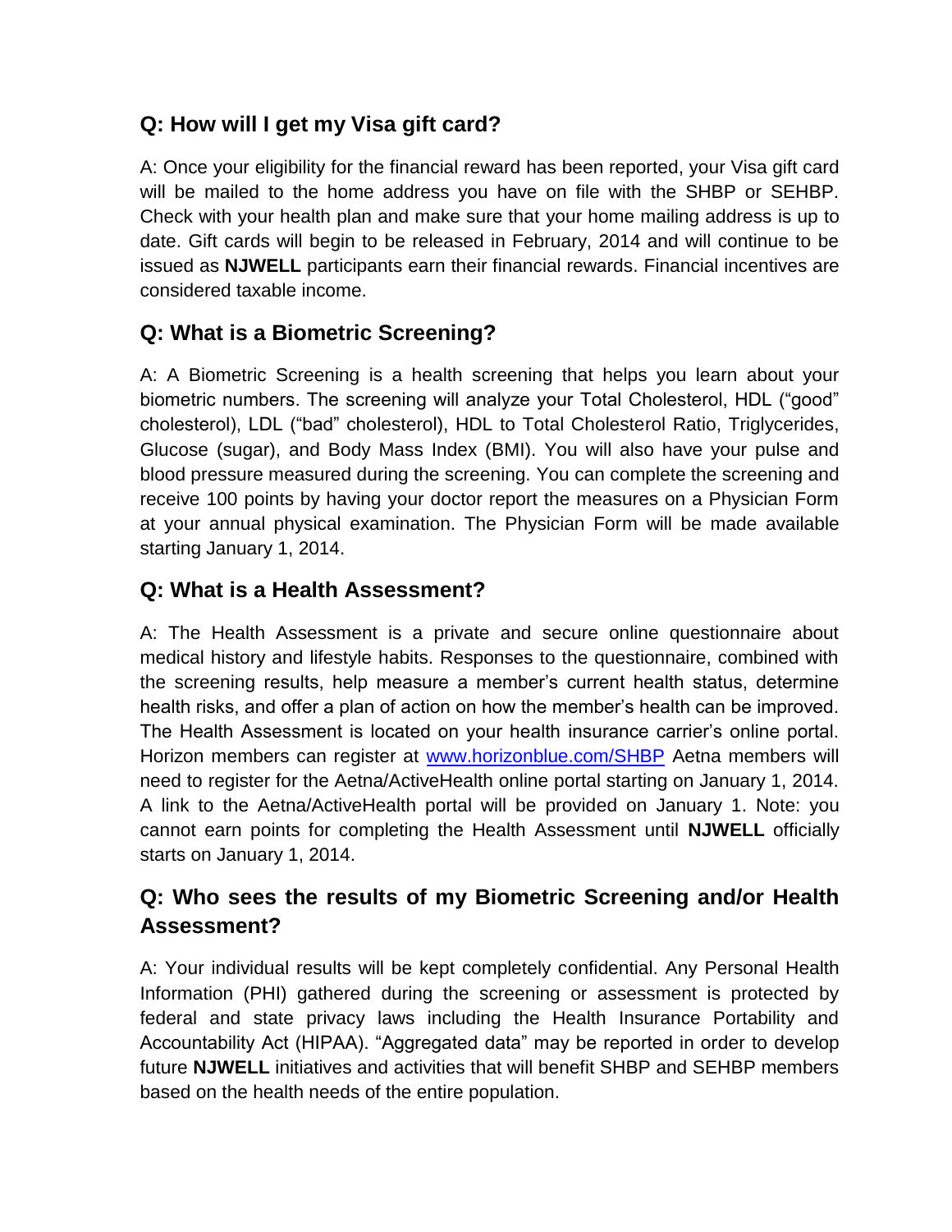## Q: How will I get my Visa gift card?

A: Once your eligibility for the financial reward has been reported, your Visa gift card will be mailed to the home address you have on file with the SHBP or SEHBP. Check with your health plan and make sure that your home mailing address is up to date. Gift cards will begin to be released in February, 2014 and will continue to be issued as **NJWELL** participants earn their financial rewards. Financial incentives are considered taxable income.

## Q: What is a Biometric Screening?

A: A Biometric Screening is a health screening that helps you learn about your biometric numbers. The screening will analyze your Total Cholesterol, HDL ("good" cholesterol), LDL ("bad" cholesterol), HDL to Total Cholesterol Ratio, Triglycerides, Glucose (sugar), and Body Mass Index (BMI). You will also have your pulse and blood pressure measured during the screening. You can complete the screening and receive 100 points by having your doctor report the measures on a Physician Form at your annual physical examination. The Physician Form will be made available starting January 1, 2014.

## Q: What is a Health Assessment?

A: The Health Assessment is a private and secure online questionnaire about medical history and lifestyle habits. Responses to the questionnaire, combined with the screening results, help measure a member's current health status, determine health risks, and offer a plan of action on how the member's health can be improved. The Health Assessment is located on your health insurance carrier's online portal. Horizon members can register at [www.horizonblue.com/SHBP](http://www.horizonblue.com/SHBP) Aetna members will need to register for the Aetna/ActiveHealth online portal starting on January 1, 2014. A link to the Aetna/ActiveHealth portal will be provided on January 1. Note: you cannot earn points for completing the Health Assessment until **NJWELL** officially starts on January 1, 2014.

## Q: Who sees the results of my Biometric Screening and/or Health Assessment?

A: Your individual results will be kept completely confidential. Any Personal Health Information (PHI) gathered during the screening or assessment is protected by federal and state privacy laws including the Health Insurance Portability and Accountability Act (HIPAA). "Aggregated data" may be reported in order to develop future **NJWELL** initiatives and activities that will benefit SHBP and SEHBP members based on the health needs of the entire population.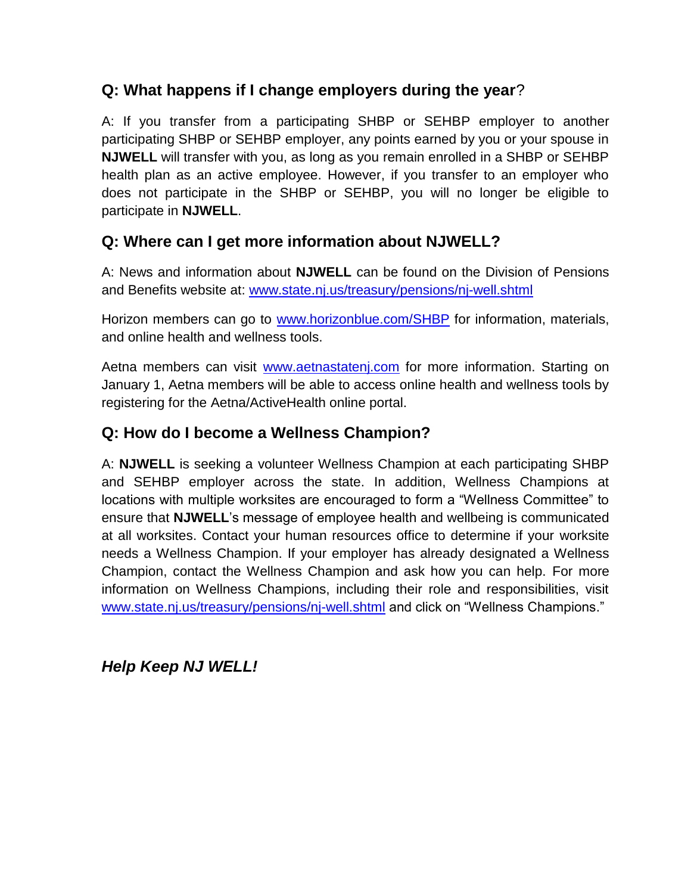## Q: What happens if I change employers during the year?

A: If you transfer from a participating SHBP or SEHBP employer to another participating SHBP or SEHBP employer, any points earned by you or your spouse in **NJWELL** will transfer with you, as long as you remain enrolled in a SHBP or SEHBP health plan as an active employee. However, if you transfer to an employer who does not participate in the SHBP or SEHBP, you will no longer be eligible to participate in **NJWELL**.

## Q: Where can I get more information about NJWELL?

A: News and information about **NJWELL** can be found on the Division of Pensions and Benefits website at: www.state.nj.us/treasury/pensions/nj-well.shtml

Horizon members can go to www.horizonblue.com/SHBP for information, materials, and online health and wellness tools.

Aetna members can visit www.aetnastatenj.com for more information. Starting on January 1, Aetna members will be able to access online health and wellness tools by registering for the Aetna/ActiveHealth online portal.

## Q: How do I become a Wellness Champion?

A: **NJWELL** is seeking a volunteer Wellness Champion at each participating SHBP and SEHBP employer across the state. In addition, Wellness Champions at locations with multiple worksites are encouraged to form a "Wellness Committee" to ensure that **NJWELL**'s message of employee health and wellbeing is communicated at all worksites. Contact your human resources office to determine if your worksite needs a Wellness Champion. If your employer has already designated a Wellness Champion, contact the Wellness Champion and ask how you can help. For more information on Wellness Champions, including their role and responsibilities, visit www.state.nj.us/treasury/pensions/nj-well.shtml and click on "Wellness Champions."

***Help Keep NJ WELL!***